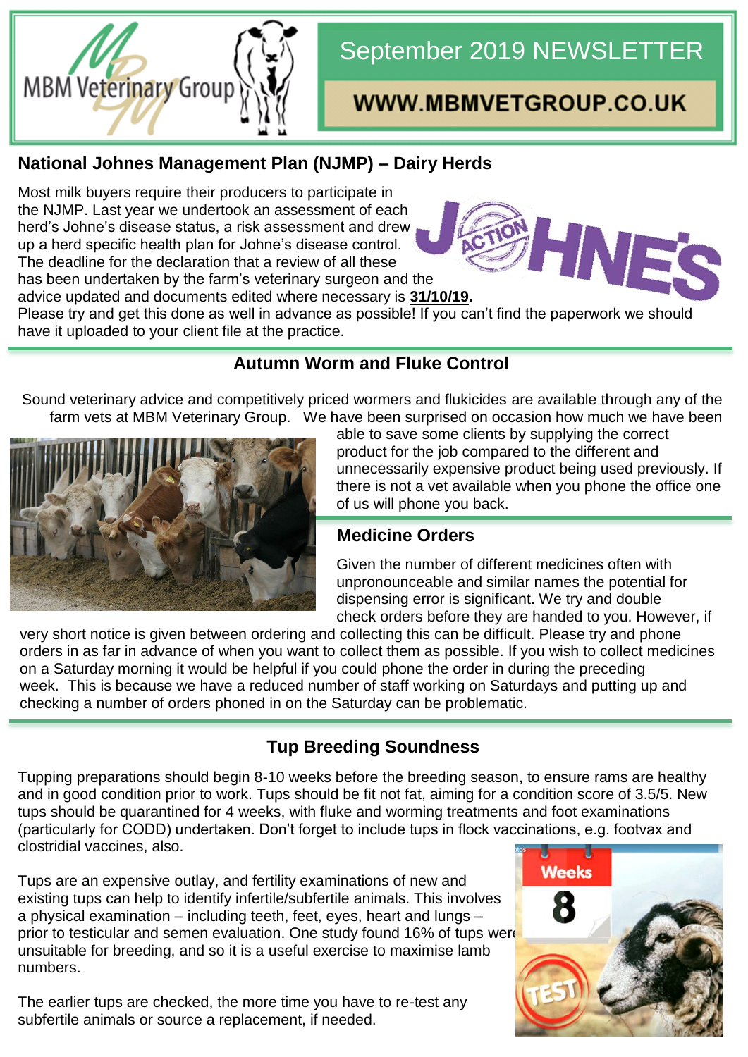MBM Veterinary Group

# September 2019 NEWSLETTER

**WWW.MBMVETGROUP.CO.UK**

## National Johnes Management Plan (NJMP) – Dairy Herds

Most milk buyers require their producers to participate in the NJMP. Last year we undertook an assessment of each herd's Johne's disease status, a risk assessment and drew up a herd specific health plan for Johne's disease control. The deadline for the declaration that a review of all these has been undertaken by the farm's veterinary surgeon and the advice updated and documents edited where necessary is **31/10/19.** Please try and get this done as well in advance as possible! If you can't find the paperwork we should have it uploaded to your client file at the practice.

## Autumn Worm and Fluke Control

Sound veterinary advice and competitively priced wormers and flukicides are available through any of the farm vets at MBM Veterinary Group. We have been surprised on occasion how much we have been able to save some clients by supplying the correct product for the job compared to the different and unnecessarily expensive product being used previously. If there is not a vet available when you phone the office one of us will phone you back.

## Medicine Orders

Given the number of different medicines often with unpronounceable and similar names the potential for dispensing error is significant. We try and double check orders before they are handed to you. However, if very short notice is given between ordering and collecting this can be difficult. Please try and phone orders in as far in advance of when you want to collect them as possible. If you wish to collect medicines on a Saturday morning it would be helpful if you could phone the order in during the preceding week. This is because we have a reduced number of staff working on Saturdays and putting up and checking a number of orders phoned in on the Saturday can be problematic.

## Tup Breeding Soundness

Tupping preparations should begin 8-10 weeks before the breeding season, to ensure rams are healthy and in good condition prior to work. Tups should be fit not fat, aiming for a condition score of 3.5/5. New tups should be quarantined for 4 weeks, with fluke and worming treatments and foot examinations (particularly for CODD) undertaken. Don't forget to include tups in flock vaccinations, e.g. footvax and clostridial vaccines, also.

Tups are an expensive outlay, and fertility examinations of new and existing tups can help to identify infertile/subfertile animals. This involves a physical examination – including teeth, feet, eyes, heart and lungs – prior to testicular and semen evaluation. One study found 16% of tups were unsuitable for breeding, and so it is a useful exercise to maximise lamb numbers.

The earlier tups are checked, the more time you have to re-test any subfertile animals or source a replacement, if needed.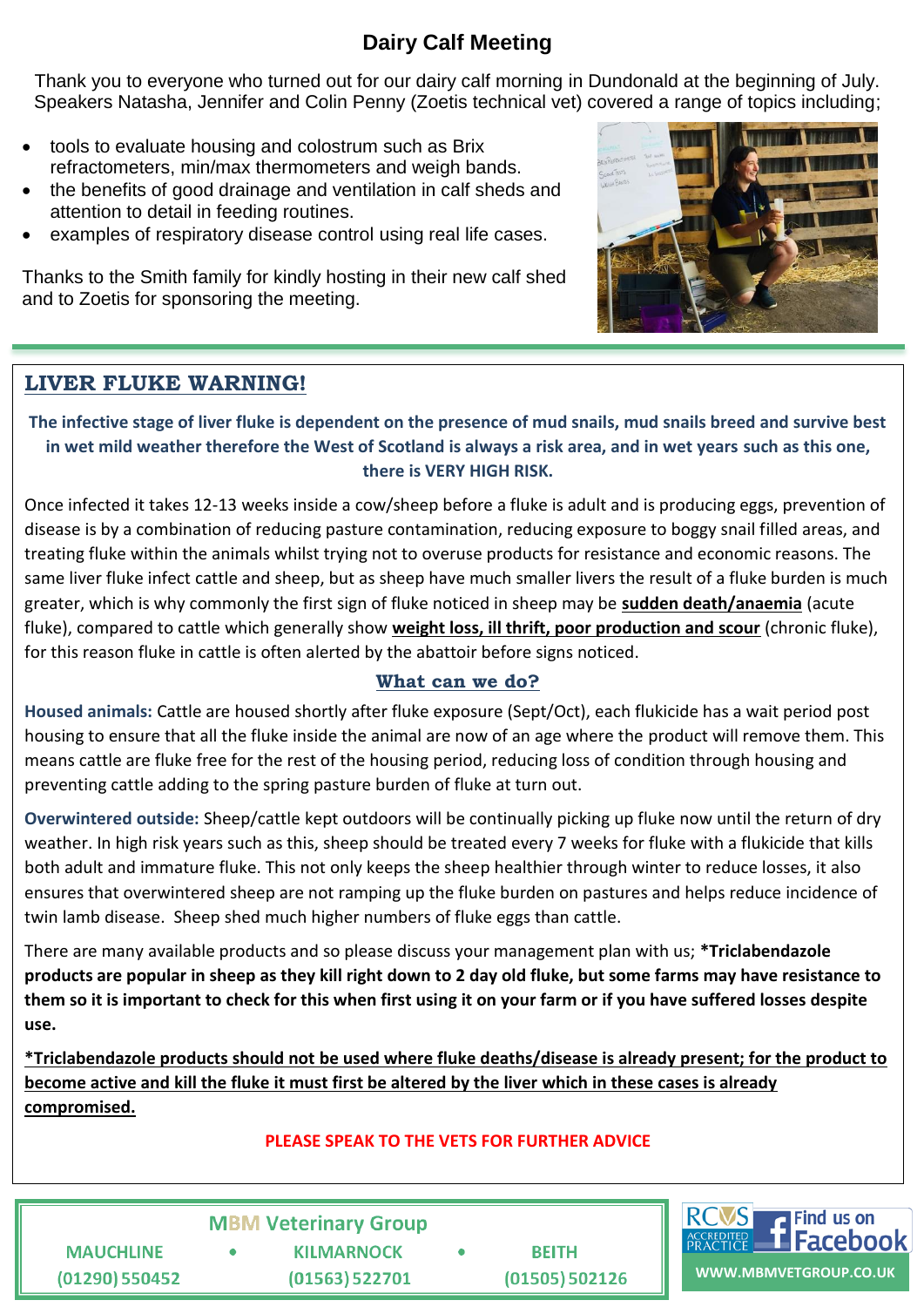# Dairy Calf Meeting

Thank you to everyone who turned out for our dairy calf morning in Dundonald at the beginning of July. Speakers Natasha, Jennifer and Colin Penny (Zoetis technical vet) covered a range of topics including;

- tools to evaluate housing and colostrum such as Brix refractometers, min/max thermometers and weigh bands.
- the benefits of good drainage and ventilation in calf sheds and attention to detail in feeding routines.
- examples of respiratory disease control using real life cases.

Thanks to the Smith family for kindly hosting in their new calf shed and to Zoetis for sponsoring the meeting.

## LIVER FLUKE WARNING!

**The infective stage of liver fluke is dependent on the presence of mud snails, mud snails breed and survive best in wet mild weather therefore the West of Scotland is always a risk area, and in wet years such as this one, there is VERY HIGH RISK.**

Once infected it takes 12-13 weeks inside a cow/sheep before a fluke is adult and is producing eggs, prevention of disease is by a combination of reducing pasture contamination, reducing exposure to boggy snail filled areas, and treating fluke within the animals whilst trying not to overuse products for resistance and economic reasons. The same liver fluke infect cattle and sheep, but as sheep have much smaller livers the result of a fluke burden is much greater, which is why commonly the first sign of fluke noticed in sheep may be **sudden death/anaemia** (acute fluke), compared to cattle which generally show **weight loss, ill thrift, poor production and scour** (chronic fluke), for this reason fluke in cattle is often alerted by the abattoir before signs noticed.

### What can we do?

**Housed animals:** Cattle are housed shortly after fluke exposure (Sept/Oct), each flukicide has a wait period post housing to ensure that all the fluke inside the animal are now of an age where the product will remove them. This means cattle are fluke free for the rest of the housing period, reducing loss of condition through housing and preventing cattle adding to the spring pasture burden of fluke at turn out.

**Overwintered outside:** Sheep/cattle kept outdoors will be continually picking up fluke now until the return of dry weather. In high risk years such as this, sheep should be treated every 7 weeks for fluke with a flukicide that kills both adult and immature fluke. This not only keeps the sheep healthier through winter to reduce losses, it also ensures that overwintered sheep are not ramping up the fluke burden on pastures and helps reduce incidence of twin lamb disease. Sheep shed much higher numbers of fluke eggs than cattle.

There are many available products and so please discuss your management plan with us; ***Triclabendazole products are popular in sheep as they kill right down to 2 day old fluke, but some farms may have resistance to them so it is important to check for this when first using it on your farm or if you have suffered losses despite use.**

***Triclabendazole products should not be used where fluke deaths/disease is already present; for the product to become active and kill the fluke it must first be altered by the liver which in these cases is already compromised.**

**PLEASE SPEAK TO THE VETS FOR FURTHER ADVICE**

MBM Veterinary Group

MAUCHLINE (01290) 550452 • KILMARNOCK (01563) 522701 • BEITH (01505) 502126

RCVS Accredited Practice — Find us on Facebook

WWW.MBMVETGROUP.CO.UK